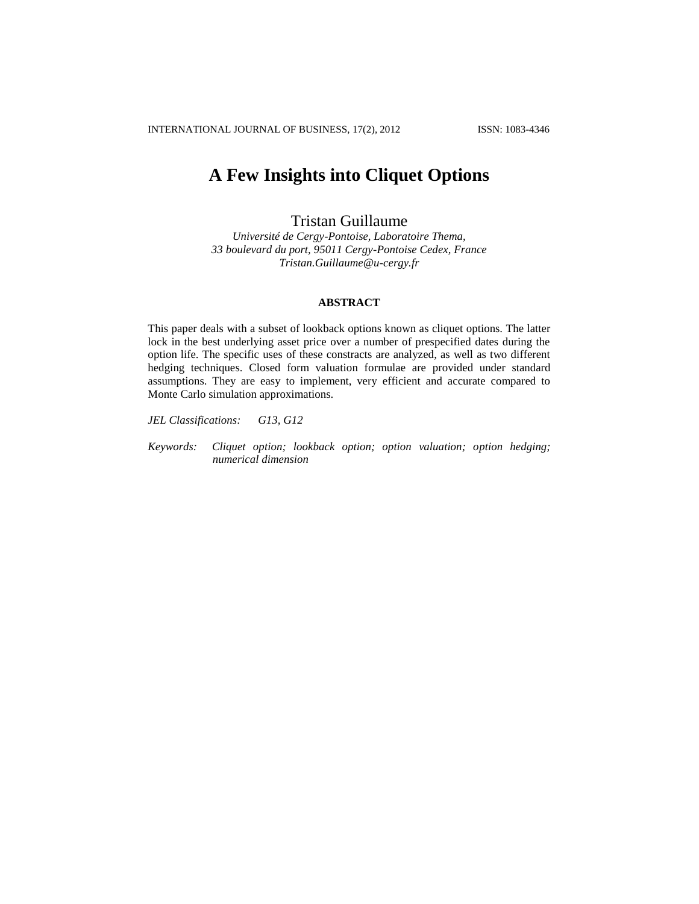# A Few Insights into Cliquet Options

Tristan Guillaume

*Université de Cergy-Pontoise, Laboratoire Thema,*
*33 boulevard du port, 95011 Cergy-Pontoise Cedex, France*
*Tristan.Guillaume@u-cergy.fr*

## ABSTRACT

This paper deals with a subset of lookback options known as cliquet options. The latter lock in the best underlying asset price over a number of prespecified dates during the option life. The specific uses of these constracts are analyzed, as well as two different hedging techniques. Closed form valuation formulae are provided under standard assumptions. They are easy to implement, very efficient and accurate compared to Monte Carlo simulation approximations.

*JEL Classifications:* *G13, G12*

*Keywords:* *Cliquet option; lookback option; option valuation; option hedging; numerical dimension*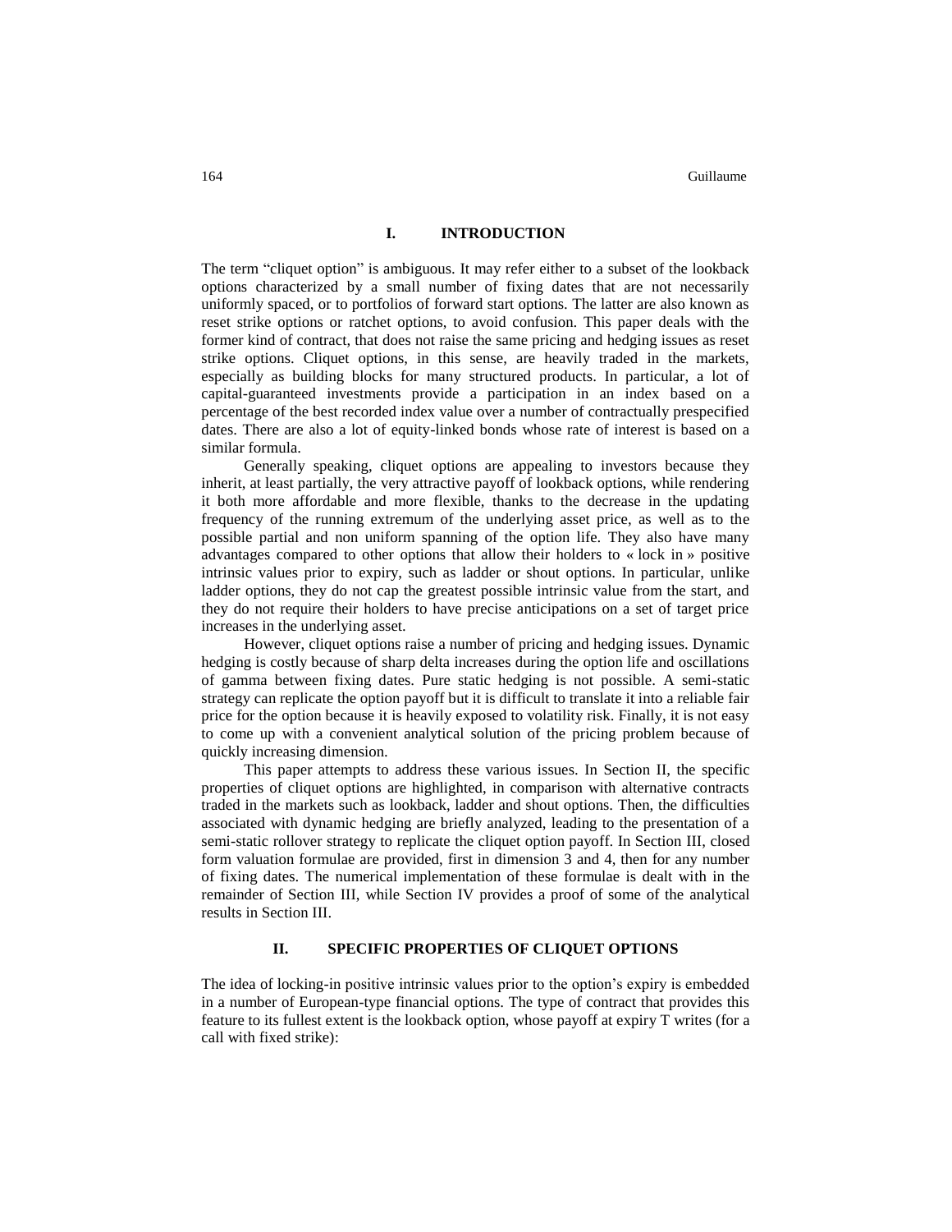## I. INTRODUCTION

The term “cliquet option” is ambiguous. It may refer either to a subset of the lookback options characterized by a small number of fixing dates that are not necessarily uniformly spaced, or to portfolios of forward start options. The latter are also known as reset strike options or ratchet options, to avoid confusion. This paper deals with the former kind of contract, that does not raise the same pricing and hedging issues as reset strike options. Cliquet options, in this sense, are heavily traded in the markets, especially as building blocks for many structured products. In particular, a lot of capital-guaranteed investments provide a participation in an index based on a percentage of the best recorded index value over a number of contractually prespecified dates. There are also a lot of equity-linked bonds whose rate of interest is based on a similar formula.

Generally speaking, cliquet options are appealing to investors because they inherit, at least partially, the very attractive payoff of lookback options, while rendering it both more affordable and more flexible, thanks to the decrease in the updating frequency of the running extremum of the underlying asset price, as well as to the possible partial and non uniform spanning of the option life. They also have many advantages compared to other options that allow their holders to « lock in » positive intrinsic values prior to expiry, such as ladder or shout options. In particular, unlike ladder options, they do not cap the greatest possible intrinsic value from the start, and they do not require their holders to have precise anticipations on a set of target price increases in the underlying asset.

However, cliquet options raise a number of pricing and hedging issues. Dynamic hedging is costly because of sharp delta increases during the option life and oscillations of gamma between fixing dates. Pure static hedging is not possible. A semi-static strategy can replicate the option payoff but it is difficult to translate it into a reliable fair price for the option because it is heavily exposed to volatility risk. Finally, it is not easy to come up with a convenient analytical solution of the pricing problem because of quickly increasing dimension.

This paper attempts to address these various issues. In Section II, the specific properties of cliquet options are highlighted, in comparison with alternative contracts traded in the markets such as lookback, ladder and shout options. Then, the difficulties associated with dynamic hedging are briefly analyzed, leading to the presentation of a semi-static rollover strategy to replicate the cliquet option payoff. In Section III, closed form valuation formulae are provided, first in dimension 3 and 4, then for any number of fixing dates. The numerical implementation of these formulae is dealt with in the remainder of Section III, while Section IV provides a proof of some of the analytical results in Section III.

## II. SPECIFIC PROPERTIES OF CLIQUET OPTIONS

The idea of locking-in positive intrinsic values prior to the option’s expiry is embedded in a number of European-type financial options. The type of contract that provides this feature to its fullest extent is the lookback option, whose payoff at expiry T writes (for a call with fixed strike):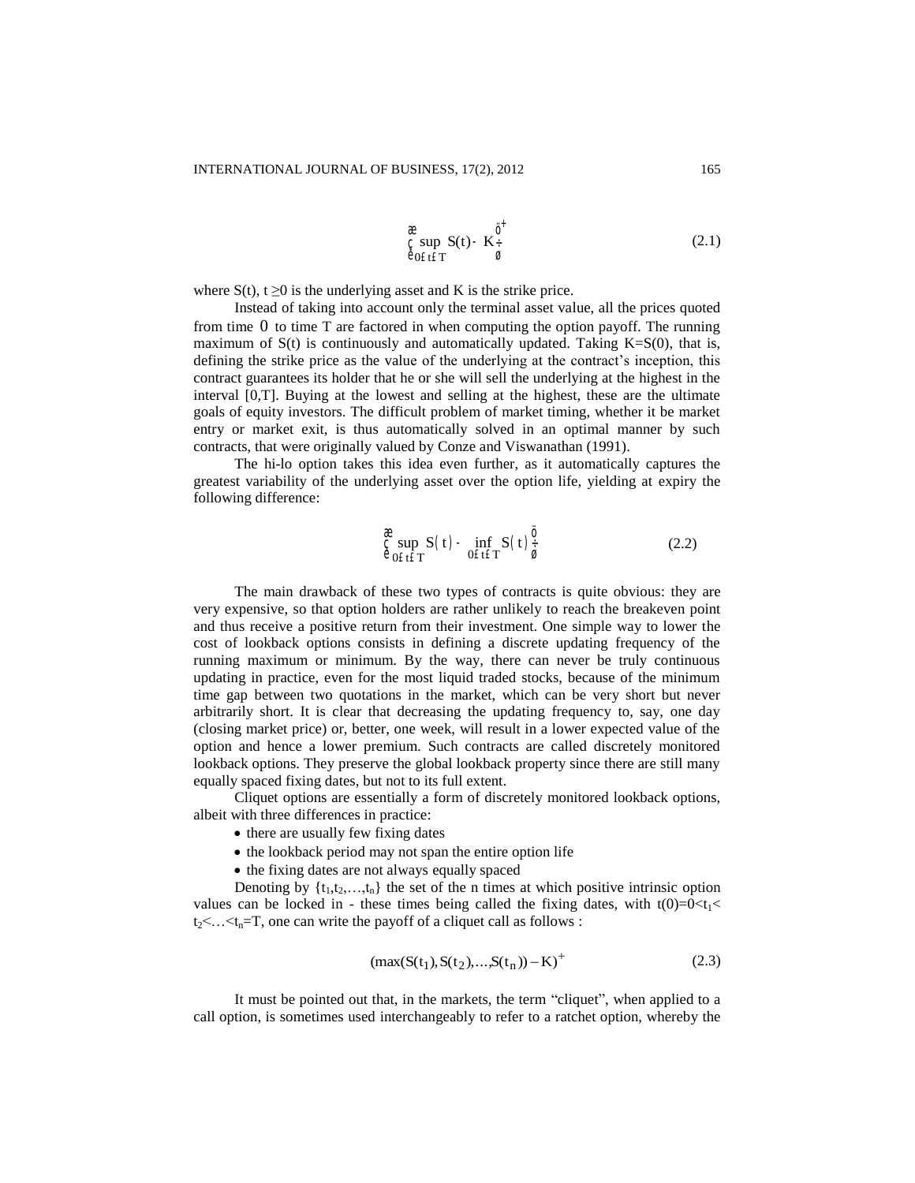$$\left(\sup_{0 \le t \le T} S(t) - K\right)^{+} \tag{2.1}$$

where $S(t)$, $t \geq 0$ is the underlying asset and K is the strike price.

Instead of taking into account only the terminal asset value, all the prices quoted from time 0 to time T are factored in when computing the option payoff. The running maximum of $S(t)$ is continuously and automatically updated. Taking $K=S(0)$, that is, defining the strike price as the value of the underlying at the contract's inception, this contract guarantees its holder that he or she will sell the underlying at the highest in the interval $[0,T]$. Buying at the lowest and selling at the highest, these are the ultimate goals of equity investors. The difficult problem of market timing, whether it be market entry or market exit, is thus automatically solved in an optimal manner by such contracts, that were originally valued by Conze and Viswanathan (1991).

The hi-lo option takes this idea even further, as it automatically captures the greatest variability of the underlying asset over the option life, yielding at expiry the following difference:

$$\left(\sup_{0 \le t \le T} S(t) - \inf_{0 \le t \le T} S(t)\right) \tag{2.2}$$

The main drawback of these two types of contracts is quite obvious: they are very expensive, so that option holders are rather unlikely to reach the breakeven point and thus receive a positive return from their investment. One simple way to lower the cost of lookback options consists in defining a discrete updating frequency of the running maximum or minimum. By the way, there can never be truly continuous updating in practice, even for the most liquid traded stocks, because of the minimum time gap between two quotations in the market, which can be very short but never arbitrarily short. It is clear that decreasing the updating frequency to, say, one day (closing market price) or, better, one week, will result in a lower expected value of the option and hence a lower premium. Such contracts are called discretely monitored lookback options. They preserve the global lookback property since there are still many equally spaced fixing dates, but not to its full extent.

Cliquet options are essentially a form of discretely monitored lookback options, albeit with three differences in practice:

- there are usually few fixing dates
- the lookback period may not span the entire option life
- the fixing dates are not always equally spaced

Denoting by $\{t_1, t_2, \ldots, t_n\}$ the set of the n times at which positive intrinsic option values can be locked in - these times being called the fixing dates, with $t(0)=0<t_1<t_2<\ldots<t_n=T$, one can write the payoff of a cliquet call as follows :

$$(\max(S(t_1), S(t_2), \ldots, S(t_n)) - K)^{+} \tag{2.3}$$

It must be pointed out that, in the markets, the term "cliquet", when applied to a call option, is sometimes used interchangeably to refer to a ratchet option, whereby the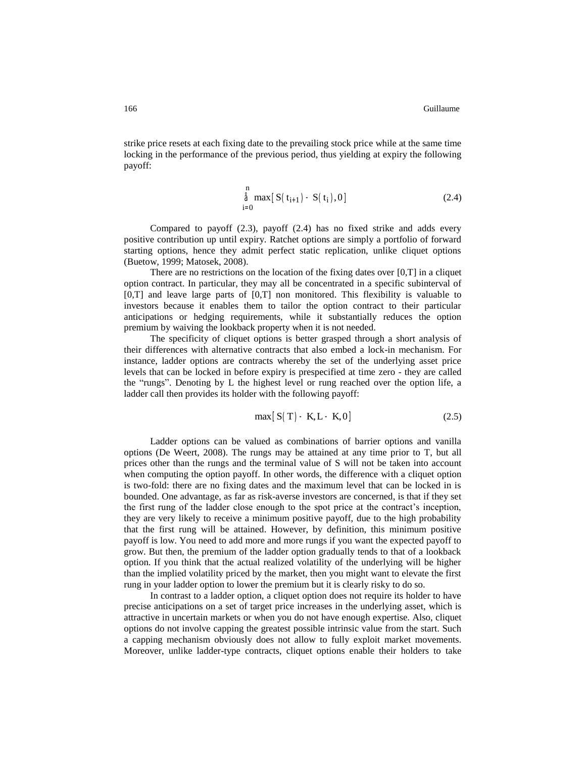strike price resets at each fixing date to the prevailing stock price while at the same time locking in the performance of the previous period, thus yielding at expiry the following payoff:

$$\sum_{i=0}^{n} \max\left[ S(t_{i+1}) - S(t_i), 0 \right] \tag{2.4}$$

Compared to payoff (2.3), payoff (2.4) has no fixed strike and adds every positive contribution up until expiry. Ratchet options are simply a portfolio of forward starting options, hence they admit perfect static replication, unlike cliquet options (Buetow, 1999; Matosek, 2008).

There are no restrictions on the location of the fixing dates over [0,T] in a cliquet option contract. In particular, they may all be concentrated in a specific subinterval of [0,T] and leave large parts of [0,T] non monitored. This flexibility is valuable to investors because it enables them to tailor the option contract to their particular anticipations or hedging requirements, while it substantially reduces the option premium by waiving the lookback property when it is not needed.

The specificity of cliquet options is better grasped through a short analysis of their differences with alternative contracts that also embed a lock-in mechanism. For instance, ladder options are contracts whereby the set of the underlying asset price levels that can be locked in before expiry is prespecified at time zero - they are called the "rungs". Denoting by L the highest level or rung reached over the option life, a ladder call then provides its holder with the following payoff:

$$\max\left[ S(T) - K, L - K, 0 \right] \tag{2.5}$$

Ladder options can be valued as combinations of barrier options and vanilla options (De Weert, 2008). The rungs may be attained at any time prior to T, but all prices other than the rungs and the terminal value of S will not be taken into account when computing the option payoff. In other words, the difference with a cliquet option is two-fold: there are no fixing dates and the maximum level that can be locked in is bounded. One advantage, as far as risk-averse investors are concerned, is that if they set the first rung of the ladder close enough to the spot price at the contract's inception, they are very likely to receive a minimum positive payoff, due to the high probability that the first rung will be attained. However, by definition, this minimum positive payoff is low. You need to add more and more rungs if you want the expected payoff to grow. But then, the premium of the ladder option gradually tends to that of a lookback option. If you think that the actual realized volatility of the underlying will be higher than the implied volatility priced by the market, then you might want to elevate the first rung in your ladder option to lower the premium but it is clearly risky to do so.

In contrast to a ladder option, a cliquet option does not require its holder to have precise anticipations on a set of target price increases in the underlying asset, which is attractive in uncertain markets or when you do not have enough expertise. Also, cliquet options do not involve capping the greatest possible intrinsic value from the start. Such a capping mechanism obviously does not allow to fully exploit market movements. Moreover, unlike ladder-type contracts, cliquet options enable their holders to take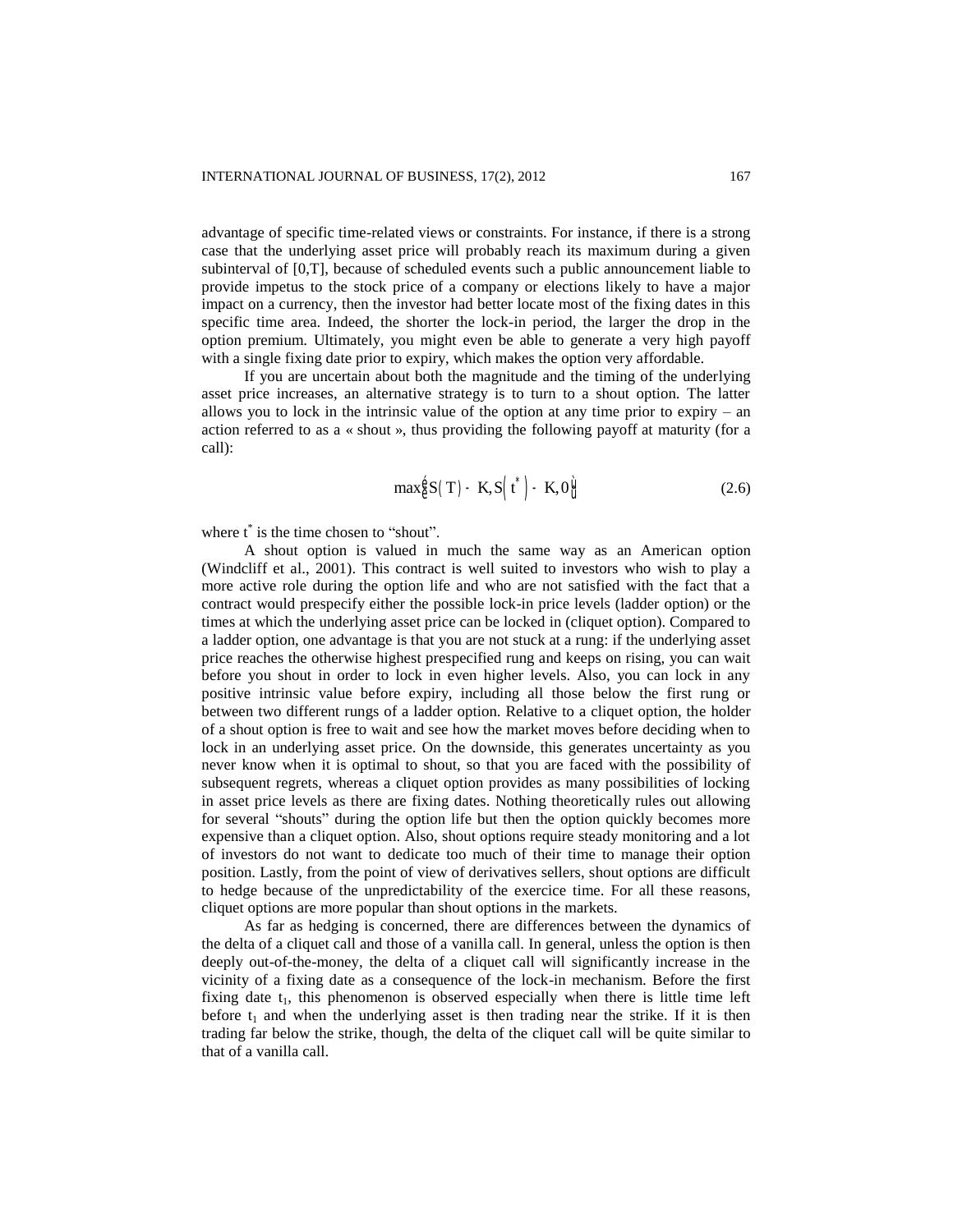advantage of specific time-related views or constraints. For instance, if there is a strong case that the underlying asset price will probably reach its maximum during a given subinterval of [0,T], because of scheduled events such a public announcement liable to provide impetus to the stock price of a company or elections likely to have a major impact on a currency, then the investor had better locate most of the fixing dates in this specific time area. Indeed, the shorter the lock-in period, the larger the drop in the option premium. Ultimately, you might even be able to generate a very high payoff with a single fixing date prior to expiry, which makes the option very affordable.

If you are uncertain about both the magnitude and the timing of the underlying asset price increases, an alternative strategy is to turn to a shout option. The latter allows you to lock in the intrinsic value of the option at any time prior to expiry – an action referred to as a « shout », thus providing the following payoff at maturity (for a call):

$$\max\left[S(T) - K, S\left(t^*\right) - K, 0\right] \tag{2.6}$$

where $t^*$ is the time chosen to "shout".

A shout option is valued in much the same way as an American option (Windcliff et al., 2001). This contract is well suited to investors who wish to play a more active role during the option life and who are not satisfied with the fact that a contract would prespecify either the possible lock-in price levels (ladder option) or the times at which the underlying asset price can be locked in (cliquet option). Compared to a ladder option, one advantage is that you are not stuck at a rung: if the underlying asset price reaches the otherwise highest prespecified rung and keeps on rising, you can wait before you shout in order to lock in even higher levels. Also, you can lock in any positive intrinsic value before expiry, including all those below the first rung or between two different rungs of a ladder option. Relative to a cliquet option, the holder of a shout option is free to wait and see how the market moves before deciding when to lock in an underlying asset price. On the downside, this generates uncertainty as you never know when it is optimal to shout, so that you are faced with the possibility of subsequent regrets, whereas a cliquet option provides as many possibilities of locking in asset price levels as there are fixing dates. Nothing theoretically rules out allowing for several "shouts" during the option life but then the option quickly becomes more expensive than a cliquet option. Also, shout options require steady monitoring and a lot of investors do not want to dedicate too much of their time to manage their option position. Lastly, from the point of view of derivatives sellers, shout options are difficult to hedge because of the unpredictability of the exercice time. For all these reasons, cliquet options are more popular than shout options in the markets.

As far as hedging is concerned, there are differences between the dynamics of the delta of a cliquet call and those of a vanilla call. In general, unless the option is then deeply out-of-the-money, the delta of a cliquet call will significantly increase in the vicinity of a fixing date as a consequence of the lock-in mechanism. Before the first fixing date $t_1$, this phenomenon is observed especially when there is little time left before $t_1$ and when the underlying asset is then trading near the strike. If it is then trading far below the strike, though, the delta of the cliquet call will be quite similar to that of a vanilla call.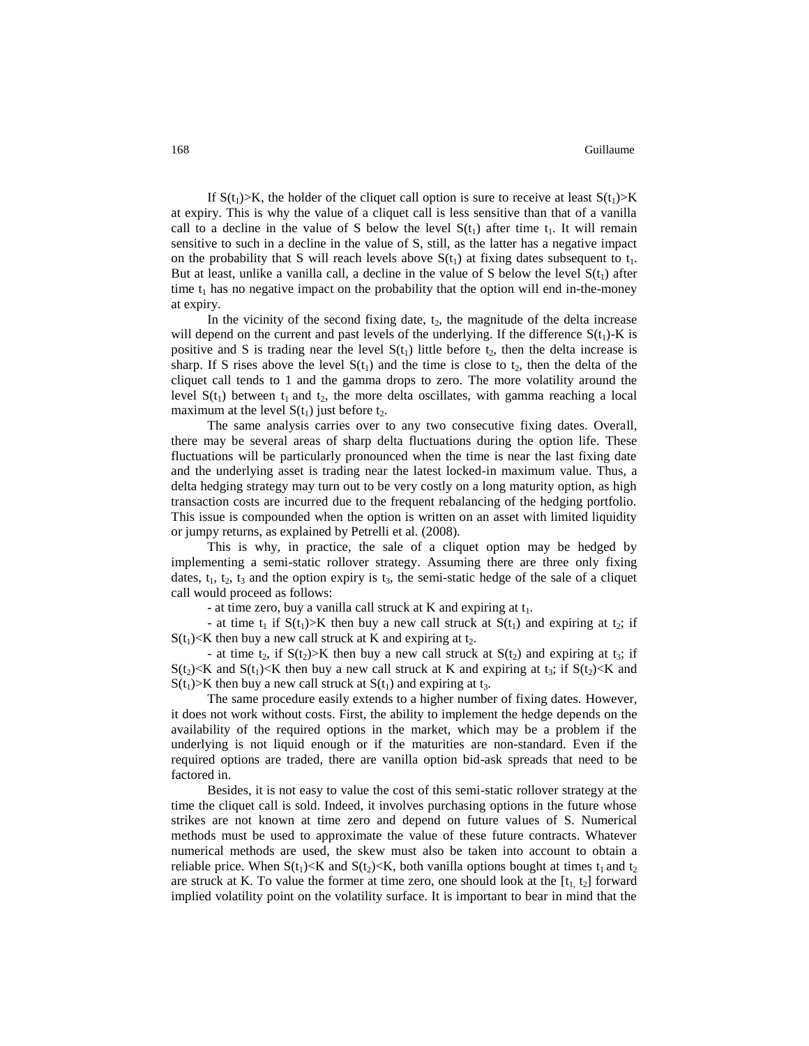If $S(t_1)>K$, the holder of the cliquet call option is sure to receive at least $S(t_1)>K$ at expiry. This is why the value of a cliquet call is less sensitive than that of a vanilla call to a decline in the value of S below the level $S(t_1)$ after time $t_1$. It will remain sensitive to such in a decline in the value of S, still, as the latter has a negative impact on the probability that S will reach levels above $S(t_1)$ at fixing dates subsequent to $t_1$. But at least, unlike a vanilla call, a decline in the value of S below the level $S(t_1)$ after time $t_1$ has no negative impact on the probability that the option will end in-the-money at expiry.

In the vicinity of the second fixing date, $t_2$, the magnitude of the delta increase will depend on the current and past levels of the underlying. If the difference $S(t_1)$-K is positive and S is trading near the level $S(t_1)$ little before $t_2$, then the delta increase is sharp. If S rises above the level $S(t_1)$ and the time is close to $t_2$, then the delta of the cliquet call tends to 1 and the gamma drops to zero. The more volatility around the level $S(t_1)$ between $t_1$ and $t_2$, the more delta oscillates, with gamma reaching a local maximum at the level $S(t_1)$ just before $t_2$.

The same analysis carries over to any two consecutive fixing dates. Overall, there may be several areas of sharp delta fluctuations during the option life. These fluctuations will be particularly pronounced when the time is near the last fixing date and the underlying asset is trading near the latest locked-in maximum value. Thus, a delta hedging strategy may turn out to be very costly on a long maturity option, as high transaction costs are incurred due to the frequent rebalancing of the hedging portfolio. This issue is compounded when the option is written on an asset with limited liquidity or jumpy returns, as explained by Petrelli et al. (2008).

This is why, in practice, the sale of a cliquet option may be hedged by implementing a semi-static rollover strategy. Assuming there are three only fixing dates, $t_1$, $t_2$, $t_3$ and the option expiry is $t_3$, the semi-static hedge of the sale of a cliquet call would proceed as follows:

- at time zero, buy a vanilla call struck at K and expiring at $t_1$.
- at time $t_1$ if $S(t_1)>K$ then buy a new call struck at $S(t_1)$ and expiring at $t_2$; if $S(t_1)<K$ then buy a new call struck at K and expiring at $t_2$.
- at time $t_2$, if $S(t_2)>K$ then buy a new call struck at $S(t_2)$ and expiring at $t_3$; if $S(t_2)<K$ and $S(t_1)<K$ then buy a new call struck at K and expiring at $t_3$; if $S(t_2)<K$ and $S(t_1)>K$ then buy a new call struck at $S(t_1)$ and expiring at $t_3$.

The same procedure easily extends to a higher number of fixing dates. However, it does not work without costs. First, the ability to implement the hedge depends on the availability of the required options in the market, which may be a problem if the underlying is not liquid enough or if the maturities are non-standard. Even if the required options are traded, there are vanilla option bid-ask spreads that need to be factored in.

Besides, it is not easy to value the cost of this semi-static rollover strategy at the time the cliquet call is sold. Indeed, it involves purchasing options in the future whose strikes are not known at time zero and depend on future values of S. Numerical methods must be used to approximate the value of these future contracts. Whatever numerical methods are used, the skew must also be taken into account to obtain a reliable price. When $S(t_1)<K$ and $S(t_2)<K$, both vanilla options bought at times $t_1$ and $t_2$ are struck at K. To value the former at time zero, one should look at the $[t_1, t_2]$ forward implied volatility point on the volatility surface. It is important to bear in mind that the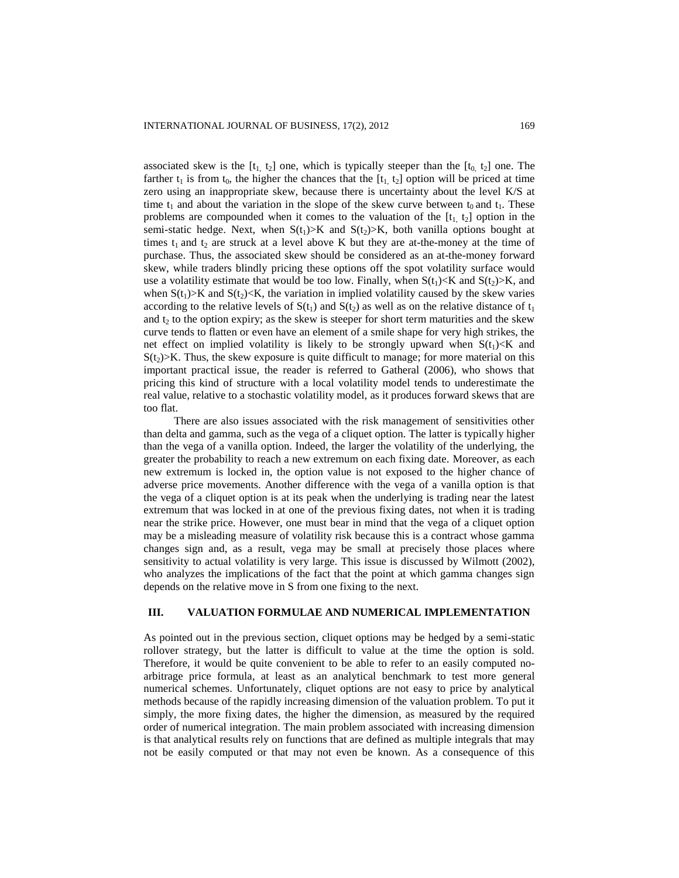associated skew is the $[t_1, t_2]$ one, which is typically steeper than the $[t_0, t_2]$ one. The farther $t_1$ is from $t_0$, the higher the chances that the $[t_1, t_2]$ option will be priced at time zero using an inappropriate skew, because there is uncertainty about the level K/S at time $t_1$ and about the variation in the slope of the skew curve between $t_0$ and $t_1$. These problems are compounded when it comes to the valuation of the $[t_1, t_2]$ option in the semi-static hedge. Next, when $S(t_1)>K$ and $S(t_2)>K$, both vanilla options bought at times $t_1$ and $t_2$ are struck at a level above K but they are at-the-money at the time of purchase. Thus, the associated skew should be considered as an at-the-money forward skew, while traders blindly pricing these options off the spot volatility surface would use a volatility estimate that would be too low. Finally, when $S(t_1)<K$ and $S(t_2)>K$, and when $S(t_1)>K$ and $S(t_2)<K$, the variation in implied volatility caused by the skew varies according to the relative levels of $S(t_1)$ and $S(t_2)$ as well as on the relative distance of $t_1$ and $t_2$ to the option expiry; as the skew is steeper for short term maturities and the skew curve tends to flatten or even have an element of a smile shape for very high strikes, the net effect on implied volatility is likely to be strongly upward when $S(t_1)<K$ and $S(t_2)>K$. Thus, the skew exposure is quite difficult to manage; for more material on this important practical issue, the reader is referred to Gatheral (2006), who shows that pricing this kind of structure with a local volatility model tends to underestimate the real value, relative to a stochastic volatility model, as it produces forward skews that are too flat.

There are also issues associated with the risk management of sensitivities other than delta and gamma, such as the vega of a cliquet option. The latter is typically higher than the vega of a vanilla option. Indeed, the larger the volatility of the underlying, the greater the probability to reach a new extremum on each fixing date. Moreover, as each new extremum is locked in, the option value is not exposed to the higher chance of adverse price movements. Another difference with the vega of a vanilla option is that the vega of a cliquet option is at its peak when the underlying is trading near the latest extremum that was locked in at one of the previous fixing dates, not when it is trading near the strike price. However, one must bear in mind that the vega of a cliquet option may be a misleading measure of volatility risk because this is a contract whose gamma changes sign and, as a result, vega may be small at precisely those places where sensitivity to actual volatility is very large. This issue is discussed by Wilmott (2002), who analyzes the implications of the fact that the point at which gamma changes sign depends on the relative move in S from one fixing to the next.

## III. VALUATION FORMULAE AND NUMERICAL IMPLEMENTATION

As pointed out in the previous section, cliquet options may be hedged by a semi-static rollover strategy, but the latter is difficult to value at the time the option is sold. Therefore, it would be quite convenient to be able to refer to an easily computed no-arbitrage price formula, at least as an analytical benchmark to test more general numerical schemes. Unfortunately, cliquet options are not easy to price by analytical methods because of the rapidly increasing dimension of the valuation problem. To put it simply, the more fixing dates, the higher the dimension, as measured by the required order of numerical integration. The main problem associated with increasing dimension is that analytical results rely on functions that are defined as multiple integrals that may not be easily computed or that may not even be known. As a consequence of this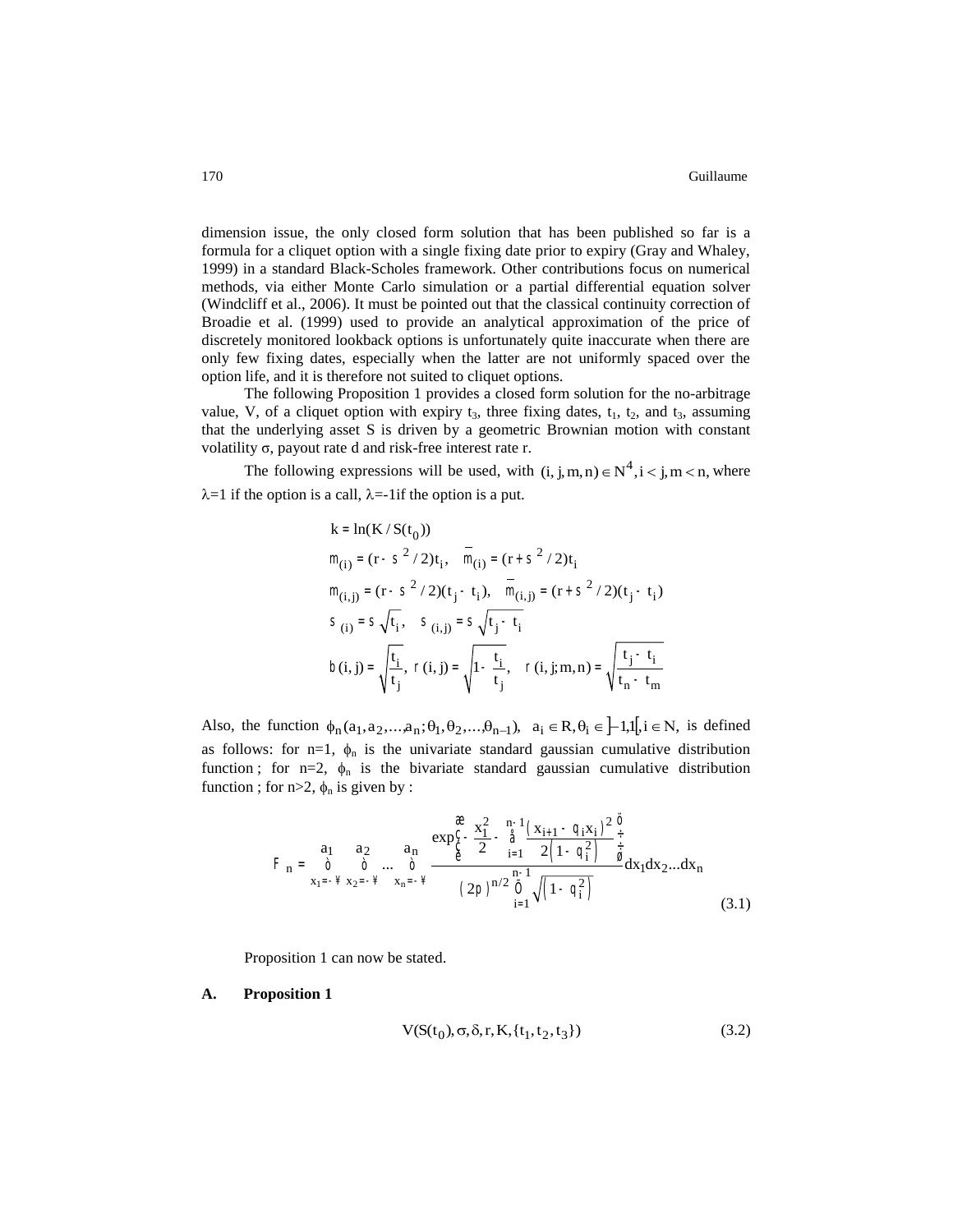dimension issue, the only closed form solution that has been published so far is a formula for a cliquet option with a single fixing date prior to expiry (Gray and Whaley, 1999) in a standard Black-Scholes framework. Other contributions focus on numerical methods, via either Monte Carlo simulation or a partial differential equation solver (Windcliff et al., 2006). It must be pointed out that the classical continuity correction of Broadie et al. (1999) used to provide an analytical approximation of the price of discretely monitored lookback options is unfortunately quite inaccurate when there are only few fixing dates, especially when the latter are not uniformly spaced over the option life, and it is therefore not suited to cliquet options.

The following Proposition 1 provides a closed form solution for the no-arbitrage value, V, of a cliquet option with expiry $t_3$, three fixing dates, $t_1$, $t_2$, and $t_3$, assuming that the underlying asset S is driven by a geometric Brownian motion with constant volatility $\sigma$, payout rate d and risk-free interest rate r.

The following expressions will be used, with $(i,j,m,n) \in N^4, i<j, m<n$, where $\lambda$=1 if the option is a call, $\lambda$=-1if the option is a put.

$$k = \ln(K / S(t_0))$$

$$\mu_{(i)} = (r - \sigma^2/2)t_i, \quad \bar{\mu}_{(i)} = (r + \sigma^2/2)t_i$$

$$\mu_{(i,j)} = (r - \sigma^2/2)(t_j - t_i), \quad \bar{\mu}_{(i,j)} = (r + \sigma^2/2)(t_j - t_i)$$

$$\sigma_{(i)} = \sigma\sqrt{t_i}, \quad \sigma_{(i,j)} = \sigma\sqrt{t_j - t_i}$$

$$\beta(i,j) = \sqrt{\frac{t_i}{t_j}}, \quad \rho(i,j) = \sqrt{1 - \frac{t_i}{t_j}}, \quad \rho(i,j;m,n) = \sqrt{\frac{t_j - t_i}{t_n - t_m}}$$

Also, the function $\phi_n(a_1, a_2, \ldots, a_n; \theta_1, \theta_2, \ldots, \theta_{n-1}), \quad a_i \in R, \theta_i \in ]-1,1[, i \in N,$ is defined as follows: for n=1, $\phi_n$ is the univariate standard gaussian cumulative distribution function ; for n=2, $\phi_n$ is the bivariate standard gaussian cumulative distribution function ; for n>2, $\phi_n$ is given by :

$$\Phi_n = \int_{x_1=-\infty}^{a_1} \int_{x_2=-\infty}^{a_2} \ldots \int_{x_n=-\infty}^{a_n} \frac{\exp\left(-\frac{x_1^2}{2} - \sum_{i=1}^{n-1} \frac{\left(x_{i+1} - \theta_i x_i\right)^2}{2\left(1-\theta_i^2\right)}\right)}{\left(2\pi\right)^{n/2} \prod_{i=1}^{n-1} \sqrt{\left(1-\theta_i^2\right)}} dx_1 dx_2 \ldots dx_n \tag{3.1}$$

Proposition 1 can now be stated.

### A. Proposition 1

$$V(S(t_0), \sigma, \delta, r, K, \{t_1, t_2, t_3\}) \tag{3.2}$$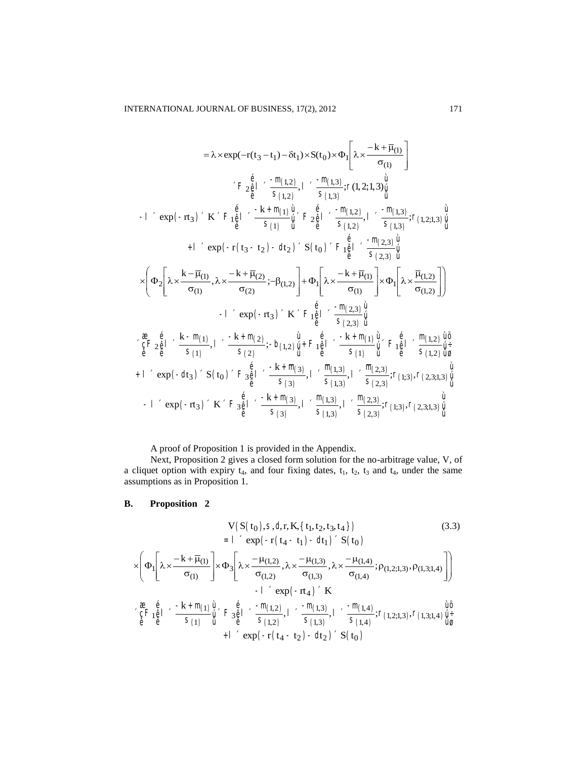$$
\begin{aligned}
&= \lambda \times \exp(-r(t_3 - t_1) - \delta t_1) \times S(t_0) \times \Phi_1\left[\lambda \times \frac{-k + \bar{\mu}_{(1)}}{\sigma_{(1)}}\right] \\
&\times \Phi_2\left[\lambda \times \frac{-\mu_{(1,2)}}{\sigma_{(1,2)}}, \lambda \times \frac{-\mu_{(1,3)}}{\sigma_{(1,3)}}; \rho(1,2;1,3)\right] \\
&- \lambda \times \exp(-rt_3) \times K \times \Phi_1\left[\lambda \times \frac{-k + \mu_{(1)}}{\sigma_{(1)}}\right] \times \Phi_2\left[\lambda \times \frac{-\mu_{(1,2)}}{\sigma_{(1,2)}}, \lambda \times \frac{-\mu_{(1,3)}}{\sigma_{(1,3)}}; \rho_{(1,2;1,3)}\right] \\
&+ \lambda \times \exp(-r(t_3 - t_2) - \delta t_2) \times S(t_0) \times \Phi_1\left[\lambda \times \frac{-\mu_{(2,3)}}{\sigma_{(2,3)}}\right] \\
&\times \left( \Phi_2\left[\lambda \times \frac{k - \bar{\mu}_{(1)}}{\sigma_{(1)}}, \lambda \times \frac{-k + \bar{\mu}_{(2)}}{\sigma_{(2)}}; -\beta_{(1,2)}\right] + \Phi_1\left[\lambda \times \frac{-k + \bar{\mu}_{(1)}}{\sigma_{(1)}}\right] \times \Phi_1\left[\lambda \times \frac{\bar{\mu}_{(1,2)}}{\sigma_{(1,2)}}\right] \right) \\
&- \lambda \times \exp(-rt_3) \times K \times \Phi_1\left[\lambda \times \frac{-\mu_{(2,3)}}{\sigma_{(2,3)}}\right] \\
&\times \left( \Phi_2\left[\lambda \times \frac{k - \mu_{(1)}}{\sigma_{(1)}}, \lambda \times \frac{-k + \mu_{(2)}}{\sigma_{(2)}}; -\beta_{(1,2)}\right] + \Phi_1\left[\lambda \times \frac{-k + \mu_{(1)}}{\sigma_{(1)}}\right] \times \Phi_1\left[\lambda \times \frac{\mu_{(1,2)}}{\sigma_{(1,2)}}\right] \right) \\
&+ \lambda \times \exp(-\delta t_3) \times S(t_0) \times \Phi_3\left[\lambda \times \frac{-k + \bar{\mu}_{(3)}}{\sigma_{(3)}}, \lambda \times \frac{\bar{\mu}_{(1,3)}}{\sigma_{(1,3)}}, \lambda \times \frac{\bar{\mu}_{(2,3)}}{\sigma_{(2,3)}}; \rho_{(1;3)}, \rho_{(2,3;1,3)}\right] \\
&- \lambda \times \exp(-rt_3) \times K \times \Phi_3\left[\lambda \times \frac{-k + \mu_{(3)}}{\sigma_{(3)}}, \lambda \times \frac{\mu_{(1,3)}}{\sigma_{(1,3)}}, \lambda \times \frac{\mu_{(2,3)}}{\sigma_{(2,3)}}; \rho_{(1;3)}, \rho_{(2,3;1,3)}\right]
\end{aligned}
$$

A proof of Proposition 1 is provided in the Appendix.

Next, Proposition 2 gives a closed form solution for the no-arbitrage value, V, of a cliquet option with expiry $t_4$, and four fixing dates, $t_1$, $t_2$, $t_3$ and $t_4$, under the same assumptions as in Proposition 1.

### B. Proposition 2

$$
\begin{aligned}
&V(S(t_0), \sigma, \delta, r, K, \{t_1, t_2, t_3, t_4\}) \qquad (3.3) \\
&= \lambda \times \exp(-r(t_4 - t_1) - \delta t_1) \times S(t_0) \\
&\times \left( \Phi_1\left[\lambda \times \frac{-k + \bar{\mu}_{(1)}}{\sigma_{(1)}}\right] \times \Phi_3\left[\lambda \times \frac{-\mu_{(1,2)}}{\sigma_{(1,2)}}, \lambda \times \frac{-\mu_{(1,3)}}{\sigma_{(1,3)}}, \lambda \times \frac{-\mu_{(1,4)}}{\sigma_{(1,4)}}; \rho_{(1,2;1,3)}, \rho_{(1,3;1,4)}\right] \right) \\
&- \lambda \times \exp(-rt_4) \times K \\
&\times \left( \Phi_1\left[\lambda \times \frac{-k + \mu_{(1)}}{\sigma_{(1)}}\right] \times \Phi_3\left[\lambda \times \frac{-\mu_{(1,2)}}{\sigma_{(1,2)}}, \lambda \times \frac{-\mu_{(1,3)}}{\sigma_{(1,3)}}, \lambda \times \frac{-\mu_{(1,4)}}{\sigma_{(1,4)}}; \rho_{(1,2;1,3)}, \rho_{(1,3;1,4)}\right] \right) \\
&+ \lambda \times \exp(-r(t_4 - t_2) - \delta t_2) \times S(t_0)
\end{aligned}
$$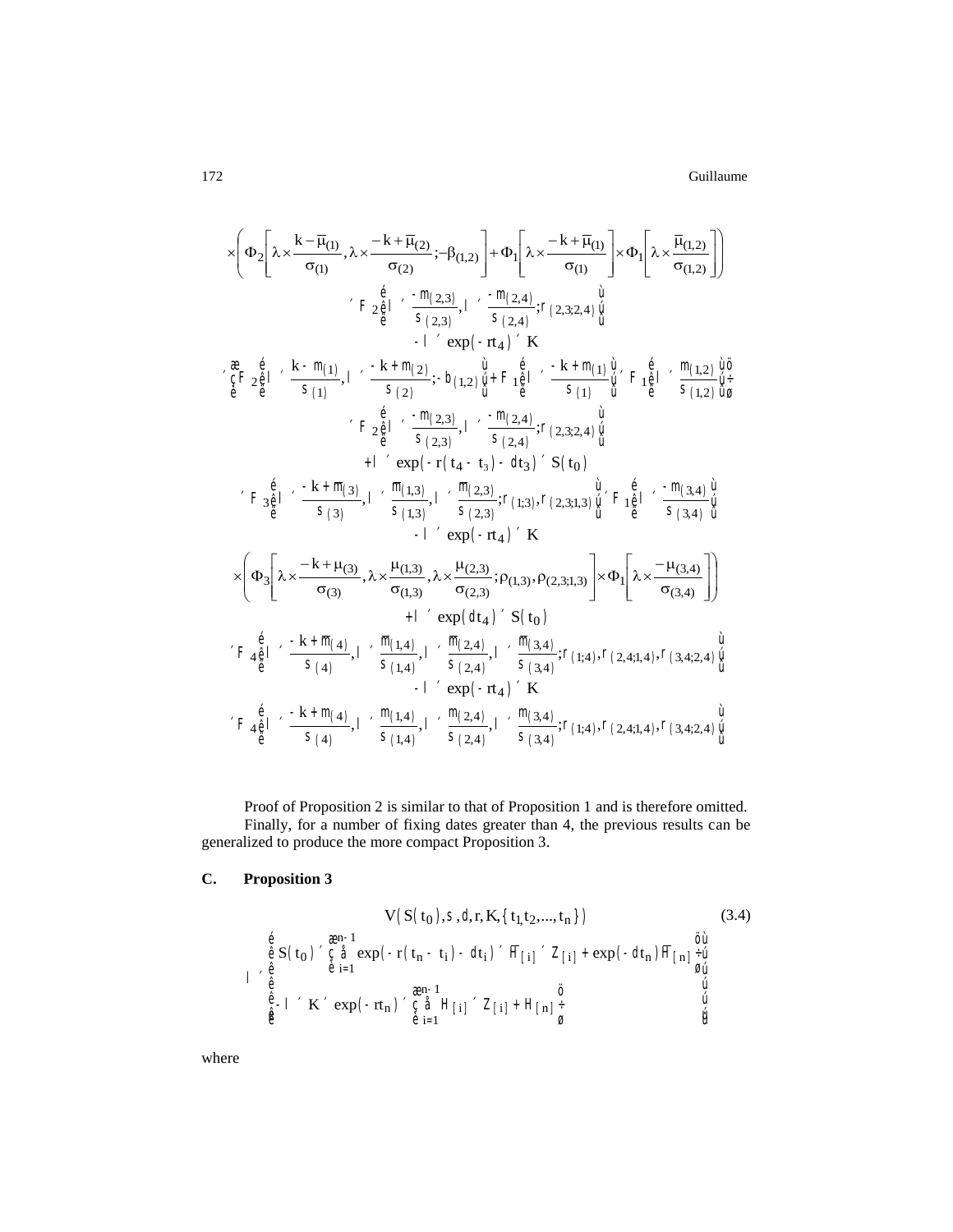$$
\times\left(\Phi_2\left[\lambda\times\frac{k-\overline{\mu}_{(1)}}{\sigma_{(1)}},\lambda\times\frac{-k+\overline{\mu}_{(2)}}{\sigma_{(2)}};-\beta_{(1,2)}\right]+\Phi_1\left[\lambda\times\frac{-k+\overline{\mu}_{(1)}}{\sigma_{(1)}}\right]\times\Phi_1\left[\lambda\times\frac{\overline{\mu}_{(1,2)}}{\sigma_{(1,2)}}\right]\right)
$$

$$
\times\Phi_2\left[\lambda\times\frac{-\mu_{(2,3)}}{\sigma_{(2,3)}},\lambda\times\frac{-\mu_{(2,4)}}{\sigma_{(2,4)}};\rho_{(2,3;2,4)}\right]
$$

$$
-\lambda\times\exp(-rt_4)\times K
$$

$$
\times\left(\Phi_2\left[\lambda\times\frac{k-\mu_{(1)}}{\sigma_{(1)}},\lambda\times\frac{-k+\mu_{(2)}}{\sigma_{(2)}};-\beta_{(1,2)}\right]+\Phi_1\left[\lambda\times\frac{-k+\mu_{(1)}}{\sigma_{(1)}}\right]\times\Phi_1\left[\lambda\times\frac{\mu_{(1,2)}}{\sigma_{(1,2)}}\right]\right)
$$

$$
\times\Phi_2\left[\lambda\times\frac{-\mu_{(2,3)}}{\sigma_{(2,3)}},\lambda\times\frac{-\mu_{(2,4)}}{\sigma_{(2,4)}};\rho_{(2,3;2,4)}\right]
$$

$$
+\lambda\times\exp(-r(t_4-t_3)-\delta t_3)\times S(t_0)
$$

$$
\times\Phi_3\left[\lambda\times\frac{-k+\overline{\mu}_{(3)}}{\sigma_{(3)}},\lambda\times\frac{\overline{\mu}_{(1,3)}}{\sigma_{(1,3)}},\lambda\times\frac{\overline{\mu}_{(2,3)}}{\sigma_{(2,3)}};\rho_{(1;3)},\rho_{(2,3;1,3)}\right]\times\Phi_1\left[\lambda\times\frac{-\mu_{(3,4)}}{\sigma_{(3,4)}}\right]
$$

$$
-\lambda\times\exp(-rt_4)\times K
$$

$$
\times\left(\Phi_3\left[\lambda\times\frac{-k+\mu_{(3)}}{\sigma_{(3)}},\lambda\times\frac{\mu_{(1,3)}}{\sigma_{(1,3)}},\lambda\times\frac{\mu_{(2,3)}}{\sigma_{(2,3)}};\rho_{(1,3)},\rho_{(2,3;1,3)}\right]\times\Phi_1\left[\lambda\times\frac{-\mu_{(3,4)}}{\sigma_{(3,4)}}\right]\right)
$$

$$
+\lambda\times\exp(\delta t_4)\times S(t_0)
$$

$$
\times\Phi_4\left[\lambda\times\frac{-k+\overline{\mu}_{(4)}}{\sigma_{(4)}},\lambda\times\frac{\overline{\mu}_{(1,4)}}{\sigma_{(1,4)}},\lambda\times\frac{\overline{\mu}_{(2,4)}}{\sigma_{(2,4)}},\lambda\times\frac{\overline{\mu}_{(3,4)}}{\sigma_{(3,4)}};\rho_{(1;4)},\rho_{(2,4;1,4)},\rho_{(3,4;2,4)}\right]
$$

$$
-\lambda\times\exp(-rt_4)\times K
$$

$$
\times\Phi_4\left[\lambda\times\frac{-k+\mu_{(4)}}{\sigma_{(4)}},\lambda\times\frac{\mu_{(1,4)}}{\sigma_{(1,4)}},\lambda\times\frac{\mu_{(2,4)}}{\sigma_{(2,4)}},\lambda\times\frac{\mu_{(3,4)}}{\sigma_{(3,4)}};\rho_{(1;4)},\rho_{(2,4;1,4)},\rho_{(3,4;2,4)}\right]
$$

Proof of Proposition 2 is similar to that of Proposition 1 and is therefore omitted.

Finally, for a number of fixing dates greater than 4, the previous results can be generalized to produce the more compact Proposition 3.

## C. Proposition 3

$$
V(S(t_0),\sigma,\delta,r,K,\{t_1,t_2,...,t_n\}) \tag{3.4}
$$

$$
\lambda\times\left[\begin{array}{l} S(t_0)\times\left(\sum_{i=1}^{n-1}\exp(-r(t_n-t_i)-\delta t_i)\times\overline{H}_{[i]}\times Z_{[i]}+\exp(-\delta t_n)\overline{H}_{[n]}\right) \\ -\lambda\times K\times\exp(-rt_n)\times\left(\sum_{i=1}^{n-1}H_{[i]}\times Z_{[i]}+H_{[n]}\right)\end{array}\right]
$$

where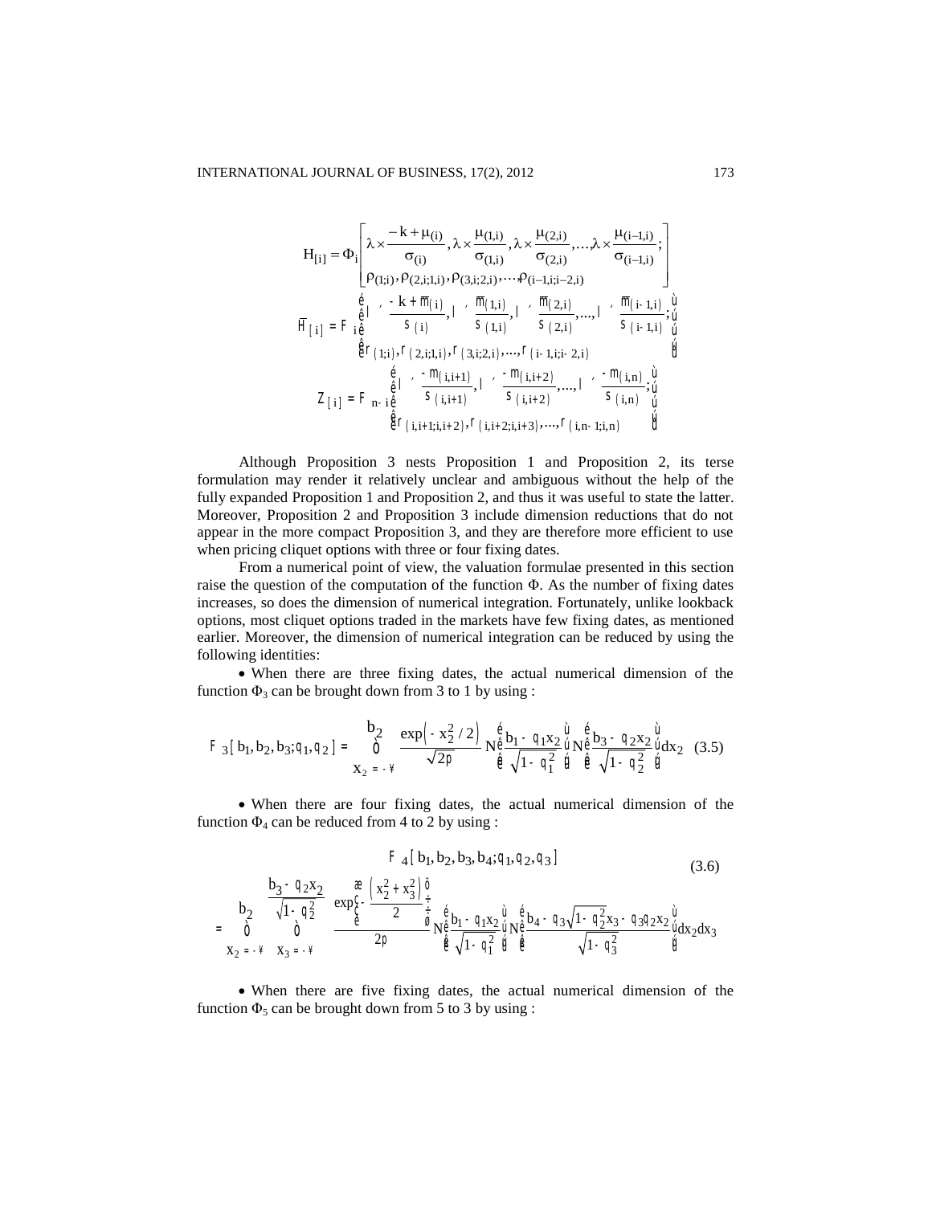$$H_{[i]} = \Phi_i \left[ \begin{array}{l} \lambda \times \dfrac{-k + \mu_{(i)}}{\sigma_{(i)}}, \lambda \times \dfrac{\mu_{(1,i)}}{\sigma_{(1,i)}}, \lambda \times \dfrac{\mu_{(2,i)}}{\sigma_{(2,i)}}, \ldots, \lambda \times \dfrac{\mu_{(i-1,i)}}{\sigma_{(i-1,i)}}; \\ \rho_{(1;i)}, \rho_{(2,i;1,i)}, \rho_{(3,i;2,i)}, \ldots, \rho_{(i-1,i;i-2,i)} \end{array} \right]$$

$$\overline{H}_{[i]} = \Phi_i \left[ \begin{array}{l} \lambda \times \dfrac{-k + \overline{\mu}_{(i)}}{\sigma_{(i)}}, \lambda \times \dfrac{\overline{\mu}_{(1,i)}}{\sigma_{(1,i)}}, \lambda \times \dfrac{\overline{\mu}_{(2,i)}}{\sigma_{(2,i)}}, \ldots, \lambda \times \dfrac{\overline{\mu}_{(i-1,i)}}{\sigma_{(i-1,i)}}; \\ \rho_{(1;i)}, \rho_{(2,i;1,i)}, \rho_{(3,i;2,i)}, \ldots, \rho_{(i-1,i;i-2,i)} \end{array} \right]$$

$$Z_{[i]} = \Phi_{n-i} \left[ \begin{array}{l} \lambda \times \dfrac{-\mu_{(i,i+1)}}{\sigma_{(i,i+1)}}, \lambda \times \dfrac{-\mu_{(i,i+2)}}{\sigma_{(i,i+2)}}, \ldots, \lambda \times \dfrac{-\mu_{(i,n)}}{\sigma_{(i,n)}}; \\ \rho_{(i,i+1;i,i+2)}, \rho_{(i,i+2;i,i+3)}, \ldots, \rho_{(i,n-1;i,n)} \end{array} \right]$$

Although Proposition 3 nests Proposition 1 and Proposition 2, its terse formulation may render it relatively unclear and ambiguous without the help of the fully expanded Proposition 1 and Proposition 2, and thus it was useful to state the latter. Moreover, Proposition 2 and Proposition 3 include dimension reductions that do not appear in the more compact Proposition 3, and they are therefore more efficient to use when pricing cliquet options with three or four fixing dates.

From a numerical point of view, the valuation formulae presented in this section raise the question of the computation of the function $\Phi$. As the number of fixing dates increases, so does the dimension of numerical integration. Fortunately, unlike lookback options, most cliquet options traded in the markets have few fixing dates, as mentioned earlier. Moreover, the dimension of numerical integration can be reduced by using the following identities:

- When there are three fixing dates, the actual numerical dimension of the function $\Phi_3$ can be brought down from 3 to 1 by using :

$$\Phi_3\left[b_1, b_2, b_3; \theta_1, \theta_2\right] = \int_{x_2=-\infty}^{b_2} \frac{\exp\left(-x_2^2/2\right)}{\sqrt{2\pi}} N\left[\frac{b_1 - \theta_1 x_2}{\sqrt{1-\theta_1^2}}\right] N\left[\frac{b_3 - \theta_2 x_2}{\sqrt{1-\theta_2^2}}\right] dx_2 \quad (3.5)$$

- When there are four fixing dates, the actual numerical dimension of the function $\Phi_4$ can be reduced from 4 to 2 by using :

$$\Phi_4\left[b_1, b_2, b_3, b_4; \theta_1, \theta_2, \theta_3\right] \quad (3.6)$$

$$= \int_{x_2=-\infty}^{b_2} \int_{x_3=-\infty}^{\frac{b_3 - \theta_2 x_2}{\sqrt{1-\theta_2^2}}} \frac{\exp\left(-\frac{\left(x_2^2 + x_3^2\right)}{2}\right)}{2\pi} N\left[\frac{b_1 - \theta_1 x_2}{\sqrt{1-\theta_1^2}}\right] N\left[\frac{b_4 - \theta_3\sqrt{1-\theta_2^2}\,x_3 - \theta_3\theta_2 x_2}{\sqrt{1-\theta_3^2}}\right] dx_2 dx_3$$

- When there are five fixing dates, the actual numerical dimension of the function $\Phi_5$ can be brought down from 5 to 3 by using :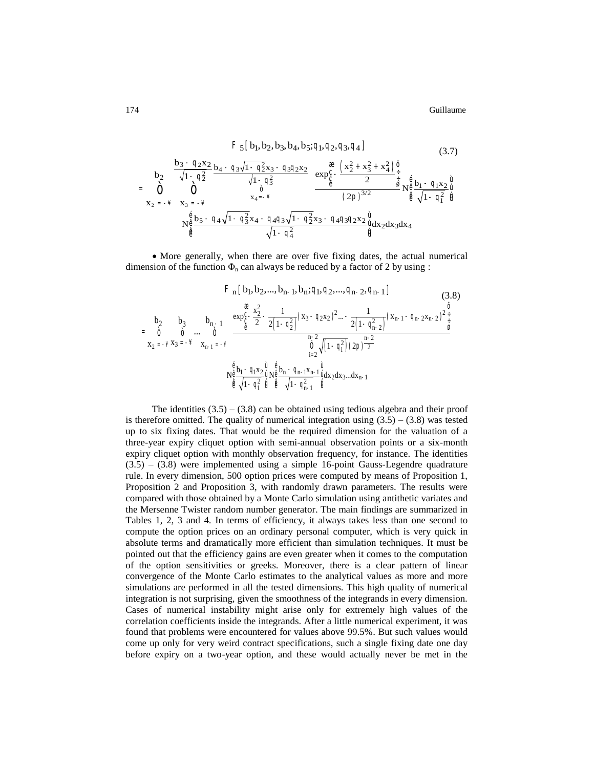$$\Phi_5\left[b_1,b_2,b_3,b_4,b_5;\theta_1,\theta_2,\theta_3,\theta_4\right] \tag{3.7}$$

$$= \int_{x_2=-\infty}^{b_2} \int_{x_3=-\infty}^{\frac{b_3-\theta_2 x_2}{\sqrt{1-\theta_2^2}}} \int_{x_4=-\infty}^{\frac{b_4-\theta_3\sqrt{1-\theta_2^2}x_3-\theta_3\theta_2 x_2}{\sqrt{1-\theta_3^2}}} \frac{\exp\left(-\frac{\left(x_2^2+x_3^2+x_4^2\right)}{2}\right)}{(2\pi)^{3/2}} N\left[\frac{b_1-\theta_1 x_2}{\sqrt{1-\theta_1^2}}\right]$$

$$N\left[\frac{b_5-\theta_4\sqrt{1-\theta_3^2}x_4-\theta_4\theta_3\sqrt{1-\theta_2^2}x_3-\theta_4\theta_3\theta_2 x_2}{\sqrt{1-\theta_4^2}}\right]dx_2 dx_3 dx_4$$

- More generally, when there are over five fixing dates, the actual numerical dimension of the function $\Phi_n$ can always be reduced by a factor of 2 by using :

$$\Phi_n\left[b_1,b_2,...,b_{n-1},b_n;\theta_1,\theta_2,...,\theta_{n-2},\theta_{n-1}\right] \tag{3.8}$$

$$= \int_{x_2=-\infty}^{b_2}\int_{x_3=-\infty}^{b_3}...\int_{x_{n-1}=-\infty}^{b_{n-1}} \frac{\exp\left(-\frac{x_2^2}{2}-\frac{1}{2\left(1-\theta_2^2\right)}\left(x_3-\theta_2 x_2\right)^2...-\frac{1}{2\left(1-\theta_{n-2}^2\right)}\left(x_{n-1}-\theta_{n-2}x_{n-2}\right)^2\right)}{\prod_{i=2}^{n-2}\sqrt{\left(1-\theta_i^2\right)}\left(2\pi\right)^{\frac{n-2}{2}}}$$

$$N\left[\frac{b_1-\theta_1 x_2}{\sqrt{1-\theta_1^2}}\right]N\left[\frac{b_n-\theta_{n-1}x_{n-1}}{\sqrt{1-\theta_{n-1}^2}}\right]dx_2 dx_3...dx_{n-1}$$

The identities (3.5) – (3.8) can be obtained using tedious algebra and their proof is therefore omitted. The quality of numerical integration using (3.5) – (3.8) was tested up to six fixing dates. That would be the required dimension for the valuation of a three-year expiry cliquet option with semi-annual observation points or a six-month expiry cliquet option with monthly observation frequency, for instance. The identities (3.5) – (3.8) were implemented using a simple 16-point Gauss-Legendre quadrature rule. In every dimension, 500 option prices were computed by means of Proposition 1, Proposition 2 and Proposition 3, with randomly drawn parameters. The results were compared with those obtained by a Monte Carlo simulation using antithetic variates and the Mersenne Twister random number generator. The main findings are summarized in Tables 1, 2, 3 and 4. In terms of efficiency, it always takes less than one second to compute the option prices on an ordinary personal computer, which is very quick in absolute terms and dramatically more efficient than simulation techniques. It must be pointed out that the efficiency gains are even greater when it comes to the computation of the option sensitivities or greeks. Moreover, there is a clear pattern of linear convergence of the Monte Carlo estimates to the analytical values as more and more simulations are performed in all the tested dimensions. This high quality of numerical integration is not surprising, given the smoothness of the integrands in every dimension. Cases of numerical instability might arise only for extremely high values of the correlation coefficients inside the integrands. After a little numerical experiment, it was found that problems were encountered for values above 99.5%. But such values would come up only for very weird contract specifications, such a single fixing date one day before expiry on a two-year option, and these would actually never be met in the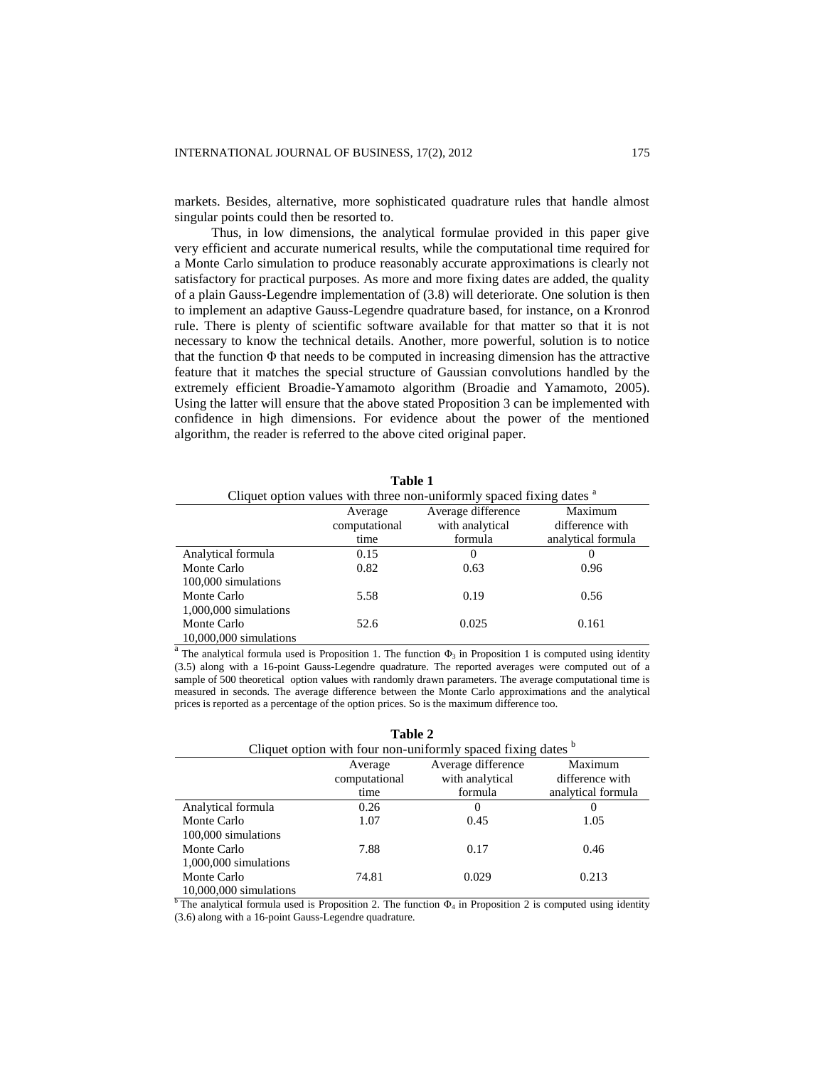markets. Besides, alternative, more sophisticated quadrature rules that handle almost singular points could then be resorted to.

Thus, in low dimensions, the analytical formulae provided in this paper give very efficient and accurate numerical results, while the computational time required for a Monte Carlo simulation to produce reasonably accurate approximations is clearly not satisfactory for practical purposes. As more and more fixing dates are added, the quality of a plain Gauss-Legendre implementation of (3.8) will deteriorate. One solution is then to implement an adaptive Gauss-Legendre quadrature based, for instance, on a Kronrod rule. There is plenty of scientific software available for that matter so that it is not necessary to know the technical details. Another, more powerful, solution is to notice that the function $\Phi$ that needs to be computed in increasing dimension has the attractive feature that it matches the special structure of Gaussian convolutions handled by the extremely efficient Broadie-Yamamoto algorithm (Broadie and Yamamoto, 2005). Using the latter will ensure that the above stated Proposition 3 can be implemented with confidence in high dimensions. For evidence about the power of the mentioned algorithm, the reader is referred to the above cited original paper.

**Table 1**

Cliquet option values with three non-uniformly spaced fixing dates [a]

| | Average computational time | Average difference with analytical formula | Maximum difference with analytical formula |
|---|---|---|---|
| Analytical formula | 0.15 | 0 | 0 |
| Monte Carlo 100,000 simulations | 0.82 | 0.63 | 0.96 |
| Monte Carlo 1,000,000 simulations | 5.58 | 0.19 | 0.56 |
| Monte Carlo 10,000,000 simulations | 52.6 | 0.025 | 0.161 |

[a] The analytical formula used is Proposition 1. The function $\Phi_3$ in Proposition 1 is computed using identity (3.5) along with a 16-point Gauss-Legendre quadrature. The reported averages were computed out of a sample of 500 theoretical option values with randomly drawn parameters. The average computational time is measured in seconds. The average difference between the Monte Carlo approximations and the analytical prices is reported as a percentage of the option prices. So is the maximum difference too.

**Table 2**

Cliquet option with four non-uniformly spaced fixing dates [b]

| | Average computational time | Average difference with analytical formula | Maximum difference with analytical formula |
|---|---|---|---|
| Analytical formula | 0.26 | 0 | 0 |
| Monte Carlo 100,000 simulations | 1.07 | 0.45 | 1.05 |
| Monte Carlo 1,000,000 simulations | 7.88 | 0.17 | 0.46 |
| Monte Carlo 10,000,000 simulations | 74.81 | 0.029 | 0.213 |

[b] The analytical formula used is Proposition 2. The function $\Phi_4$ in Proposition 2 is computed using identity (3.6) along with a 16-point Gauss-Legendre quadrature.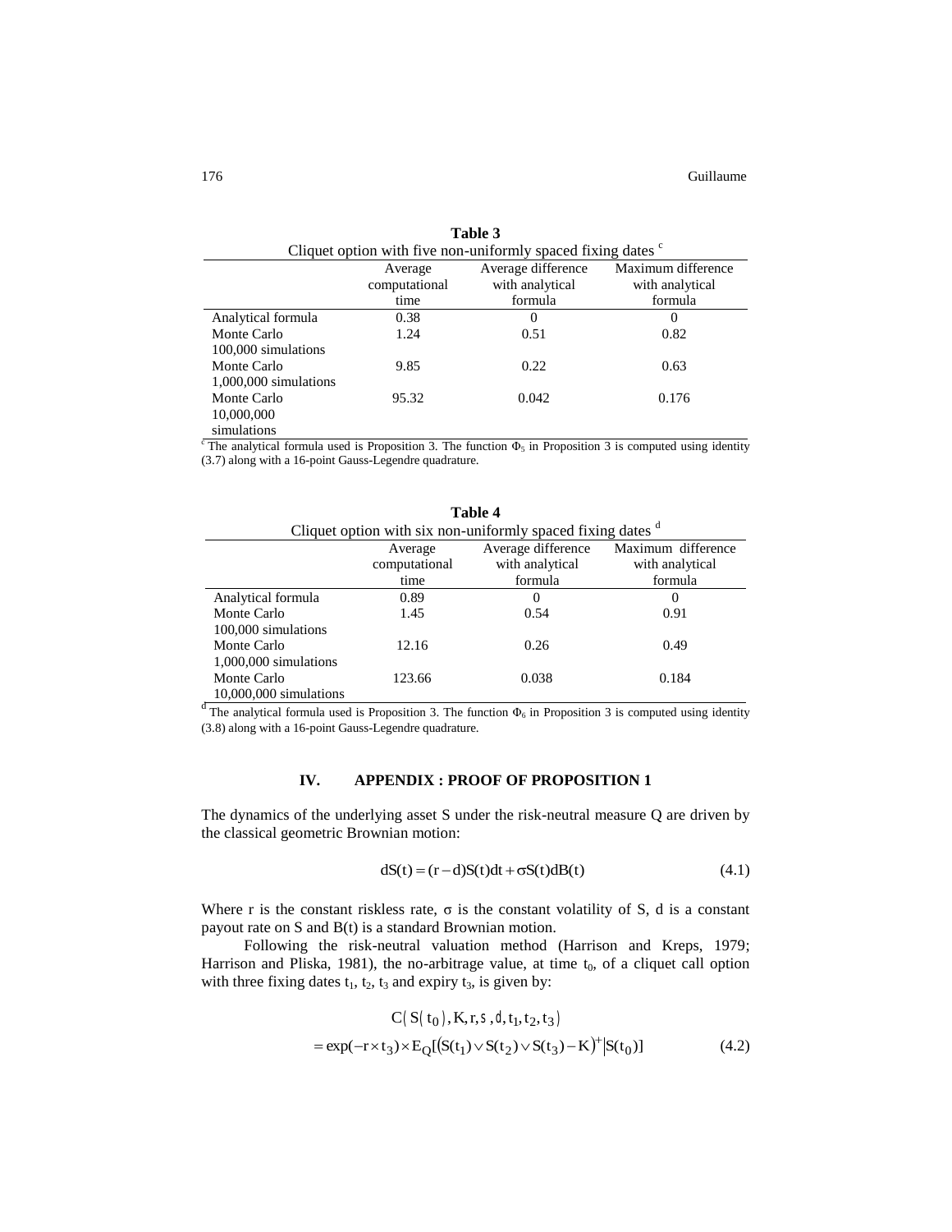**Table 3**

Cliquet option with five non-uniformly spaced fixing dates [c]

| | Average computational time | Average difference with analytical formula | Maximum difference with analytical formula |
|---|---|---|---|
| Analytical formula | 0.38 | 0 | 0 |
| Monte Carlo 100,000 simulations | 1.24 | 0.51 | 0.82 |
| Monte Carlo 1,000,000 simulations | 9.85 | 0.22 | 0.63 |
| Monte Carlo 10,000,000 simulations | 95.32 | 0.042 | 0.176 |

[c] The analytical formula used is Proposition 3. The function $\Phi_5$ in Proposition 3 is computed using identity (3.7) along with a 16-point Gauss-Legendre quadrature.

**Table 4**

Cliquet option with six non-uniformly spaced fixing dates [d]

| | Average computational time | Average difference with analytical formula | Maximum difference with analytical formula |
|---|---|---|---|
| Analytical formula | 0.89 | 0 | 0 |
| Monte Carlo 100,000 simulations | 1.45 | 0.54 | 0.91 |
| Monte Carlo 1,000,000 simulations | 12.16 | 0.26 | 0.49 |
| Monte Carlo 10,000,000 simulations | 123.66 | 0.038 | 0.184 |

[d] The analytical formula used is Proposition 3. The function $\Phi_6$ in Proposition 3 is computed using identity (3.8) along with a 16-point Gauss-Legendre quadrature.

## IV. APPENDIX : PROOF OF PROPOSITION 1

The dynamics of the underlying asset S under the risk-neutral measure Q are driven by the classical geometric Brownian motion:

$$dS(t) = (r - d)S(t)dt + \sigma S(t)dB(t) \tag{4.1}$$

Where r is the constant riskless rate, $\sigma$ is the constant volatility of S, d is a constant payout rate on S and B(t) is a standard Brownian motion.

Following the risk-neutral valuation method (Harrison and Kreps, 1979; Harrison and Pliska, 1981), the no-arbitrage value, at time $t_0$, of a cliquet call option with three fixing dates $t_1$, $t_2$, $t_3$ and expiry $t_3$, is given by:

$$\begin{aligned} &C(S(t_0), K, r, \sigma, d, t_1, t_2, t_3) \\ &= \exp(-r \times t_3) \times E_Q[(S(t_1) \vee S(t_2) \vee S(t_3) - K)^+ | S(t_0)] \end{aligned} \tag{4.2}$$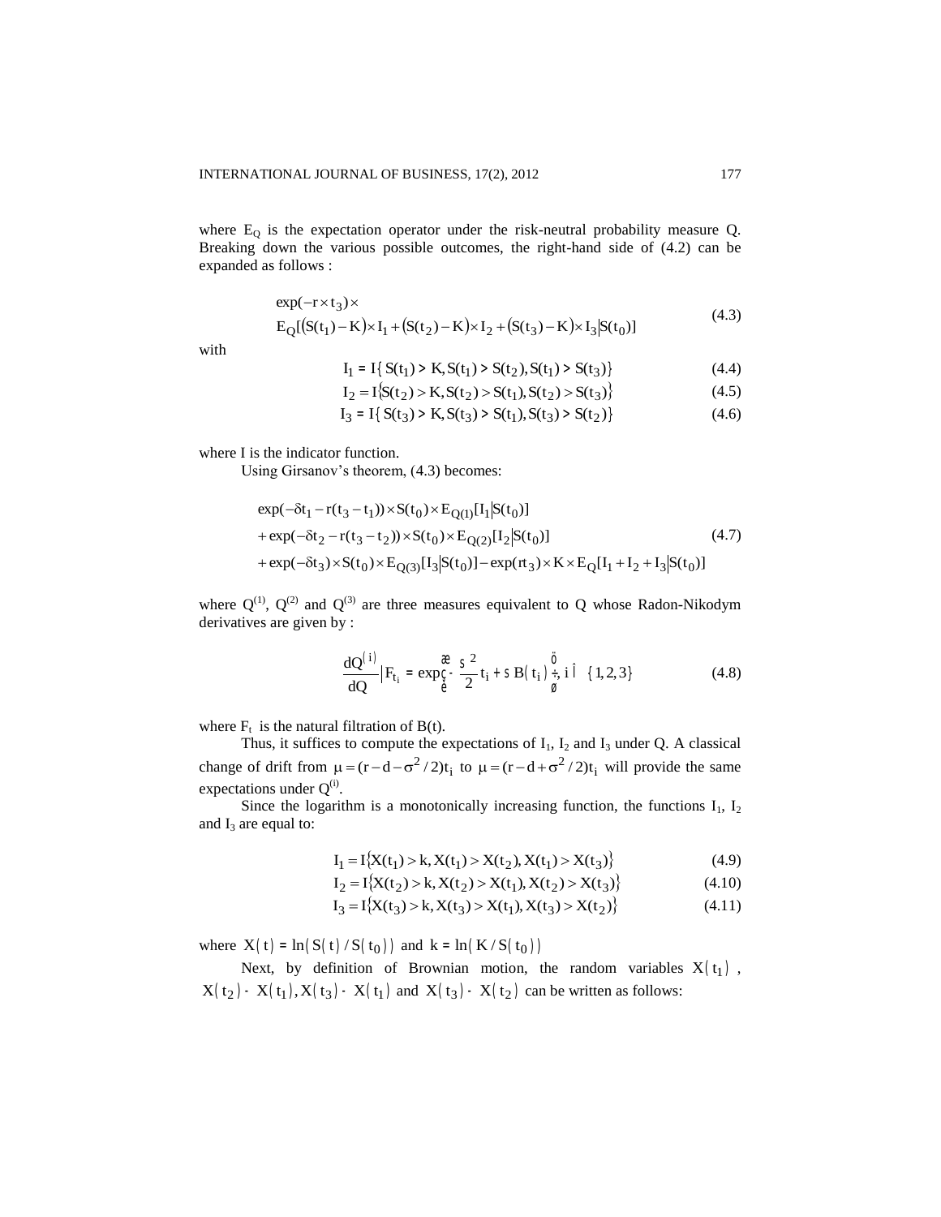where $E_Q$ is the expectation operator under the risk-neutral probability measure Q. Breaking down the various possible outcomes, the right-hand side of (4.2) can be expanded as follows :

$$
\begin{aligned}
&\exp(-r \times t_3) \times \\
&E_Q[(S(t_1) - K) \times I_1 + (S(t_2) - K) \times I_2 + (S(t_3) - K) \times I_3 | S(t_0)]
\end{aligned}
\tag{4.3}
$$

with

$$I_1 = I\{S(t_1) > K, S(t_1) > S(t_2), S(t_1) > S(t_3)\} \tag{4.4}$$

$$I_2 = I\{S(t_2) > K, S(t_2) > S(t_1), S(t_2) > S(t_3)\} \tag{4.5}$$

$$I_3 = I\{S(t_3) > K, S(t_3) > S(t_1), S(t_3) > S(t_2)\} \tag{4.6}$$

where I is the indicator function.

Using Girsanov's theorem, (4.3) becomes:

$$
\begin{aligned}
&\exp(-\delta t_1 - r(t_3 - t_1)) \times S(t_0) \times E_{Q(1)}[I_1 | S(t_0)] \\
&+ \exp(-\delta t_2 - r(t_3 - t_2)) \times S(t_0) \times E_{Q(2)}[I_2 | S(t_0)] \\
&+ \exp(-\delta t_3) \times S(t_0) \times E_{Q(3)}[I_3 | S(t_0)] - \exp(rt_3) \times K \times E_Q[I_1 + I_2 + I_3 | S(t_0)]
\end{aligned}
\tag{4.7}
$$

where $Q^{(1)}$, $Q^{(2)}$ and $Q^{(3)}$ are three measures equivalent to Q whose Radon-Nikodym derivatives are given by :

$$\frac{dQ^{(i)}}{dQ}\Big| F_{t_i} = \exp\left(-\frac{\sigma^2}{2} t_i + \sigma B(t_i)\right), i \in \{1, 2, 3\} \tag{4.8}$$

where $F_t$ is the natural filtration of B(t).

Thus, it suffices to compute the expectations of $I_1$, $I_2$ and $I_3$ under Q. A classical change of drift from $\mu = (r - d - \sigma^2/2)t_i$ to $\mu = (r - d + \sigma^2/2)t_i$ will provide the same expectations under $Q^{(i)}$.

Since the logarithm is a monotonically increasing function, the functions $I_1$, $I_2$ and $I_3$ are equal to:

$$I_1 = I\{X(t_1) > k, X(t_1) > X(t_2), X(t_1) > X(t_3)\} \tag{4.9}$$

$$I_2 = I\{X(t_2) > k, X(t_2) > X(t_1), X(t_2) > X(t_3)\} \tag{4.10}$$

$$I_3 = I\{X(t_3) > k, X(t_3) > X(t_1), X(t_3) > X(t_2)\} \tag{4.11}$$

where $X(t) = \ln(S(t)/S(t_0))$ and $k = \ln(K/S(t_0))$

Next, by definition of Brownian motion, the random variables $X(t_1)$, $X(t_2) - X(t_1), X(t_3) - X(t_1)$ and $X(t_3) - X(t_2)$ can be written as follows: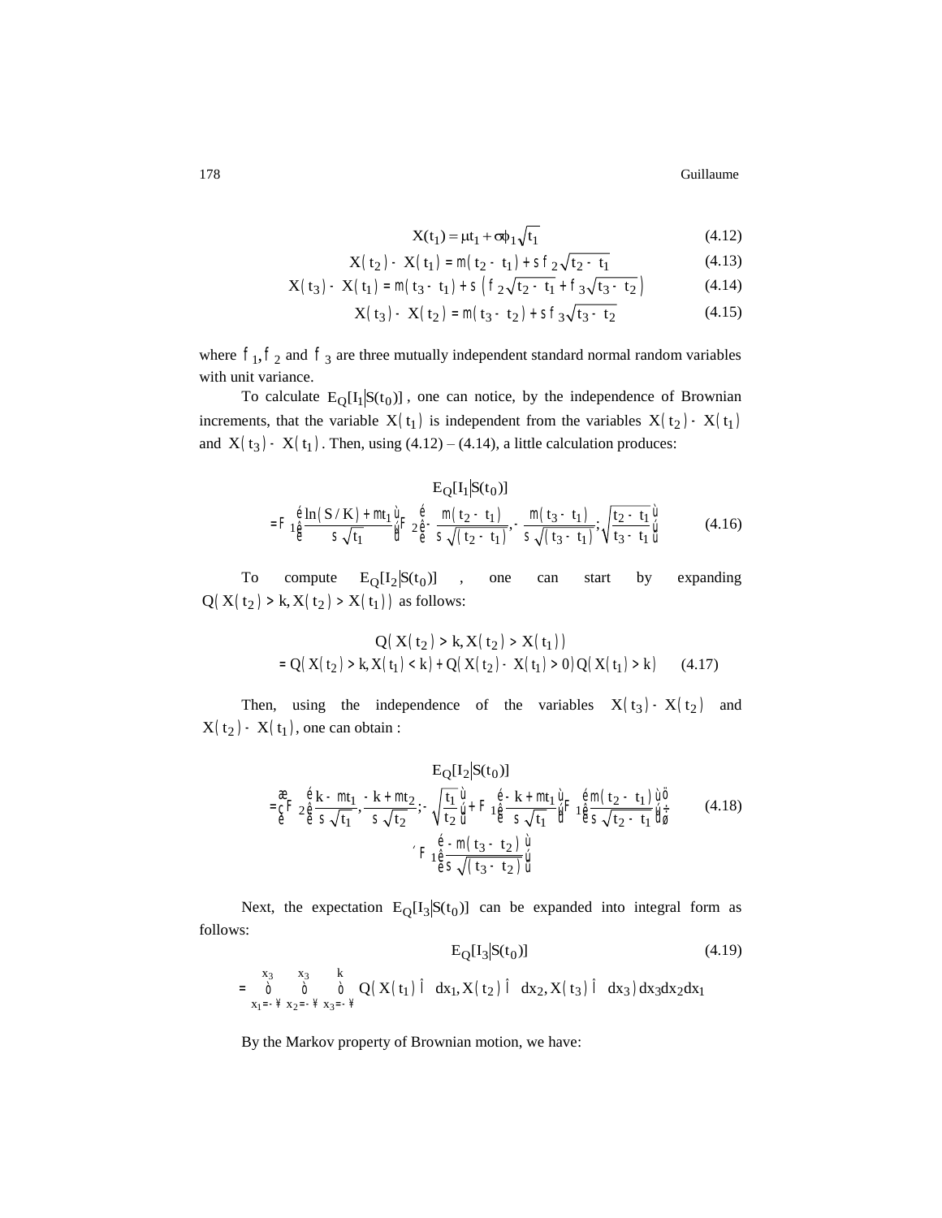$$X(t_1) = \mu t_1 + \sigma\phi_1\sqrt{t_1} \tag{4.12}$$

$$X(t_2) - X(t_1) = \mu(t_2 - t_1) + \sigma\phi_2\sqrt{t_2 - t_1} \tag{4.13}$$

$$X(t_3) - X(t_1) = \mu(t_3 - t_1) + \sigma\left(\phi_2\sqrt{t_2 - t_1} + \phi_3\sqrt{t_3 - t_2}\right) \tag{4.14}$$

$$X(t_3) - X(t_2) = \mu(t_3 - t_2) + \sigma\phi_3\sqrt{t_3 - t_2} \tag{4.15}$$

where $\phi_1, \phi_2$ and $\phi_3$ are three mutually independent standard normal random variables with unit variance.

To calculate $E_Q[I_1|S(t_0)]$, one can notice, by the independence of Brownian increments, that the variable $X(t_1)$ is independent from the variables $X(t_2) - X(t_1)$ and $X(t_3) - X(t_1)$. Then, using (4.12) – (4.14), a little calculation produces:

$$E_Q[I_1|S(t_0)]$$
$$= \Phi_1\left[\frac{\ln(S/K) + \mu t_1}{\sigma\sqrt{t_1}}\right]\Phi_2\left[-\frac{\mu(t_2 - t_1)}{\sigma\sqrt{(t_2 - t_1)}}, -\frac{\mu(t_3 - t_1)}{\sigma\sqrt{(t_3 - t_1)}}; \sqrt{\frac{t_2 - t_1}{t_3 - t_1}}\right] \tag{4.16}$$

To compute $E_Q[I_2|S(t_0)]$, one can start by expanding $Q(X(t_2) > k, X(t_2) > X(t_1))$ as follows:

$$Q(X(t_2) > k, X(t_2) > X(t_1))$$
$$= Q(X(t_2) > k, X(t_1) < k) + Q(X(t_2) - X(t_1) > 0)\,Q(X(t_1) > k) \tag{4.17}$$

Then, using the independence of the variables $X(t_3) - X(t_2)$ and $X(t_2) - X(t_1)$, one can obtain :

$$E_Q[I_2|S(t_0)]$$
$$= \left(\Phi_2\left[\frac{k - \mu t_1}{\sigma\sqrt{t_1}}, \frac{-k + \mu t_2}{\sigma\sqrt{t_2}}; -\sqrt{\frac{t_1}{t_2}}\right] + \Phi_1\left[\frac{-k + \mu t_1}{\sigma\sqrt{t_1}}\right]\Phi_1\left[\frac{\mu(t_2 - t_1)}{\sigma\sqrt{t_2 - t_1}}\right]\right) \tag{4.18}$$
$$\times \Phi_1\left[\frac{-\mu(t_3 - t_2)}{\sigma\sqrt{(t_3 - t_2)}}\right]$$

Next, the expectation $E_Q[I_3|S(t_0)]$ can be expanded into integral form as follows:

$$E_Q[I_3|S(t_0)] \tag{4.19}$$
$$= \int_{x_1=-\infty}^{x_3}\int_{x_2=-\infty}^{x_3}\int_{x_3=-\infty}^{k} Q(X(t_1) \in dx_1, X(t_2) \in dx_2, X(t_3) \in dx_3)\,dx_3 dx_2 dx_1$$

By the Markov property of Brownian motion, we have: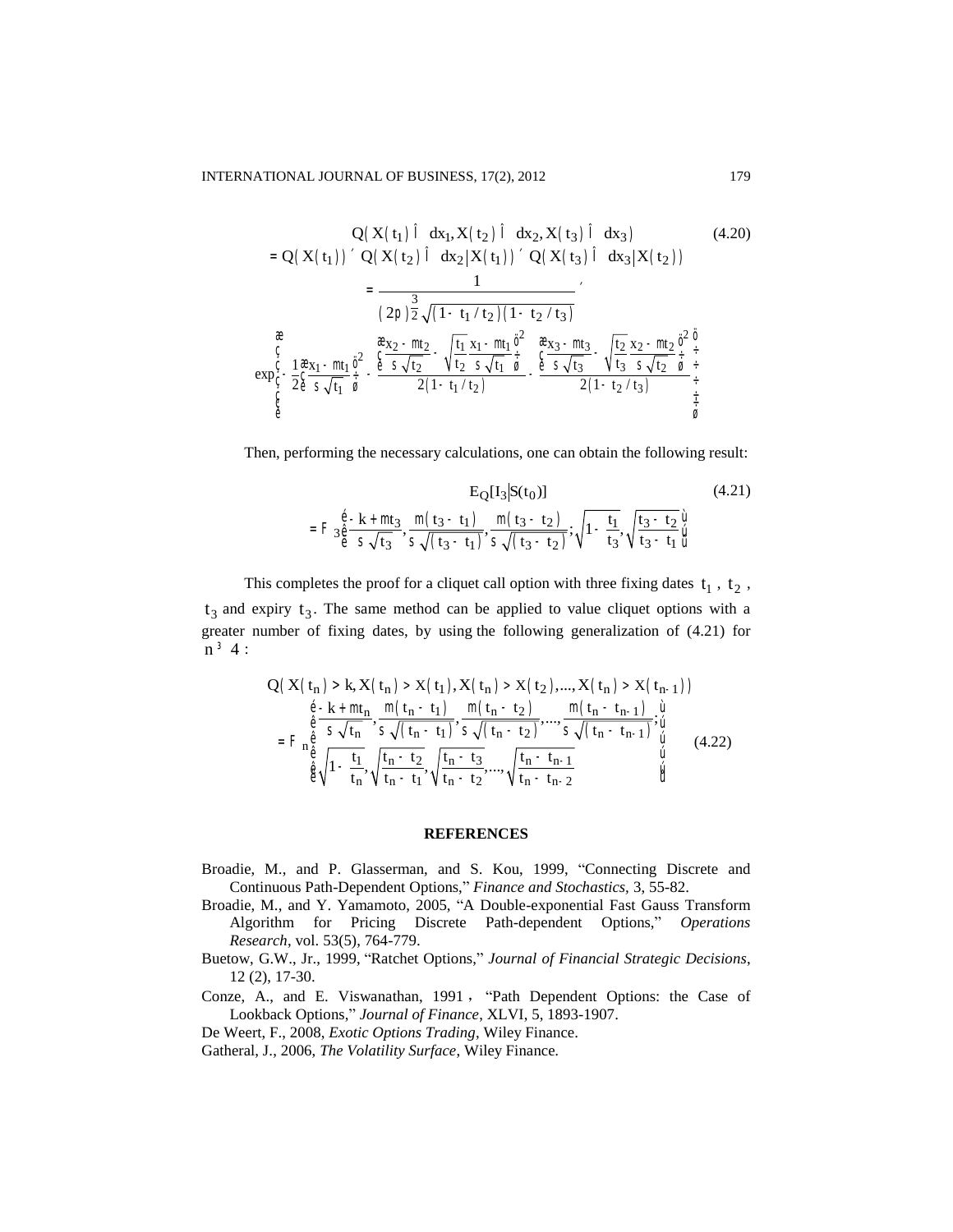$$
\begin{aligned}
&Q\left(X(t_1)\in dx_1, X(t_2)\in dx_2, X(t_3)\in dx_3\right) \qquad (4.20)\\
&= Q\left(X(t_1)\right)\times Q\left(X(t_2)\in dx_2 \mid X(t_1)\right)\times Q\left(X(t_3)\in dx_3 \mid X(t_2)\right)\\
&= \frac{1}{(2\pi)^{\frac{3}{2}}\sqrt{(1-t_1/t_2)(1-t_2/t_3)}}\times\\
&\exp\left(-\frac{1}{2}\left(\frac{x_1-\mu t_1}{\sigma\sqrt{t_1}}\right)^2-\frac{\left(\frac{x_2-\mu t_2}{\sigma\sqrt{t_2}}-\sqrt{\frac{t_1}{t_2}}\frac{x_1-\mu t_1}{\sigma\sqrt{t_1}}\right)^2}{2(1-t_1/t_2)}-\frac{\left(\frac{x_3-\mu t_3}{\sigma\sqrt{t_3}}-\sqrt{\frac{t_2}{t_3}}\frac{x_2-\mu t_2}{\sigma\sqrt{t_2}}\right)^2}{2(1-t_2/t_3)}\right)
\end{aligned}
$$

Then, performing the necessary calculations, one can obtain the following result:

$$
\begin{aligned}
&E_Q[I_3 \mid S(t_0)] \qquad (4.21)\\
&= \Phi_3\left[\frac{-k+\mu t_3}{\sigma\sqrt{t_3}}, \frac{\mu(t_3-t_1)}{\sigma\sqrt{(t_3-t_1)}}, \frac{\mu(t_3-t_2)}{\sigma\sqrt{(t_3-t_2)}}; \sqrt{1-\frac{t_1}{t_3}}, \sqrt{\frac{t_3-t_2}{t_3-t_1}}\right]
\end{aligned}
$$

This completes the proof for a cliquet call option with three fixing dates $t_1$, $t_2$, $t_3$ and expiry $t_3$. The same method can be applied to value cliquet options with a greater number of fixing dates, by using the following generalization of (4.21) for $n \geq 4$:

$$
\begin{aligned}
&Q\left(X(t_n)>k, X(t_n)>X(t_1), X(t_n)>X(t_2), \ldots, X(t_n)>X(t_{n-1})\right)\\
&= \Phi_n\left[\begin{array}{l}\frac{-k+\mu t_n}{\sigma\sqrt{t_n}}, \frac{\mu(t_n-t_1)}{\sigma\sqrt{(t_n-t_1)}}, \frac{\mu(t_n-t_2)}{\sigma\sqrt{(t_n-t_2)}}, \ldots, \frac{\mu(t_n-t_{n-1})}{\sigma\sqrt{(t_n-t_{n-1})}};\\ \sqrt{1-\frac{t_1}{t_n}}, \sqrt{\frac{t_n-t_2}{t_n-t_1}}, \sqrt{\frac{t_n-t_3}{t_n-t_2}}, \ldots, \sqrt{\frac{t_n-t_{n-1}}{t_n-t_{n-2}}}\end{array}\right] \qquad (4.22)
\end{aligned}
$$

## REFERENCES

Broadie, M., and P. Glasserman, and S. Kou, 1999, "Connecting Discrete and Continuous Path-Dependent Options," *Finance and Stochastics*, 3, 55-82.

Broadie, M., and Y. Yamamoto, 2005, "A Double-exponential Fast Gauss Transform Algorithm for Pricing Discrete Path-dependent Options," *Operations Research*, vol. 53(5), 764-779.

Buetow, G.W., Jr., 1999, "Ratchet Options," *Journal of Financial Strategic Decisions*, 12 (2), 17-30.

Conze, A., and E. Viswanathan, 1991, "Path Dependent Options: the Case of Lookback Options," *Journal of Finance*, XLVI, 5, 1893-1907.

De Weert, F., 2008, *Exotic Options Trading*, Wiley Finance.

Gatheral, J., 2006, *The Volatility Surface*, Wiley Finance.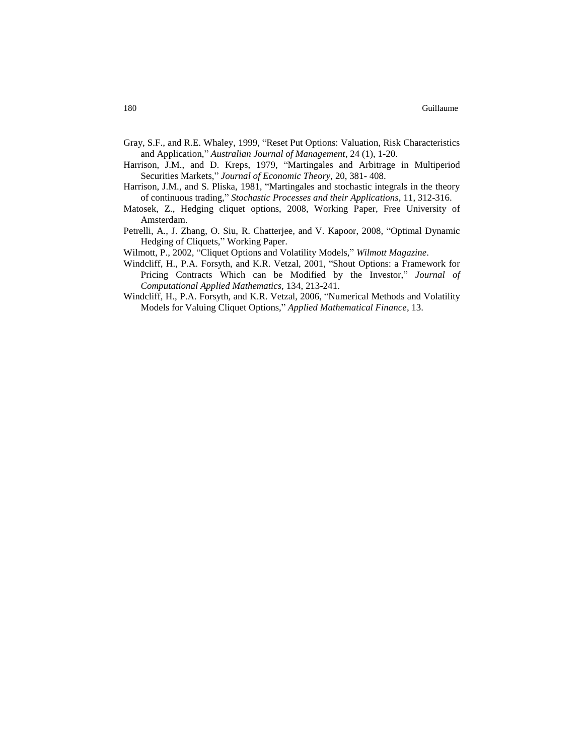Gray, S.F., and R.E. Whaley, 1999, "Reset Put Options: Valuation, Risk Characteristics and Application," *Australian Journal of Management*, 24 (1), 1-20.

Harrison, J.M., and D. Kreps, 1979, "Martingales and Arbitrage in Multiperiod Securities Markets," *Journal of Economic Theory*, 20, 381- 408.

Harrison, J.M., and S. Pliska, 1981, "Martingales and stochastic integrals in the theory of continuous trading," *Stochastic Processes and their Applications*, 11, 312-316.

Matosek, Z., Hedging cliquet options, 2008, Working Paper, Free University of Amsterdam.

Petrelli, A., J. Zhang, O. Siu, R. Chatterjee, and V. Kapoor, 2008, "Optimal Dynamic Hedging of Cliquets," Working Paper.

Wilmott, P., 2002, "Cliquet Options and Volatility Models," *Wilmott Magazine*.

Windcliff, H., P.A. Forsyth, and K.R. Vetzal, 2001, "Shout Options: a Framework for Pricing Contracts Which can be Modified by the Investor," *Journal of Computational Applied Mathematics*, 134, 213-241.

Windcliff, H., P.A. Forsyth, and K.R. Vetzal, 2006, "Numerical Methods and Volatility Models for Valuing Cliquet Options," *Applied Mathematical Finance*, 13.